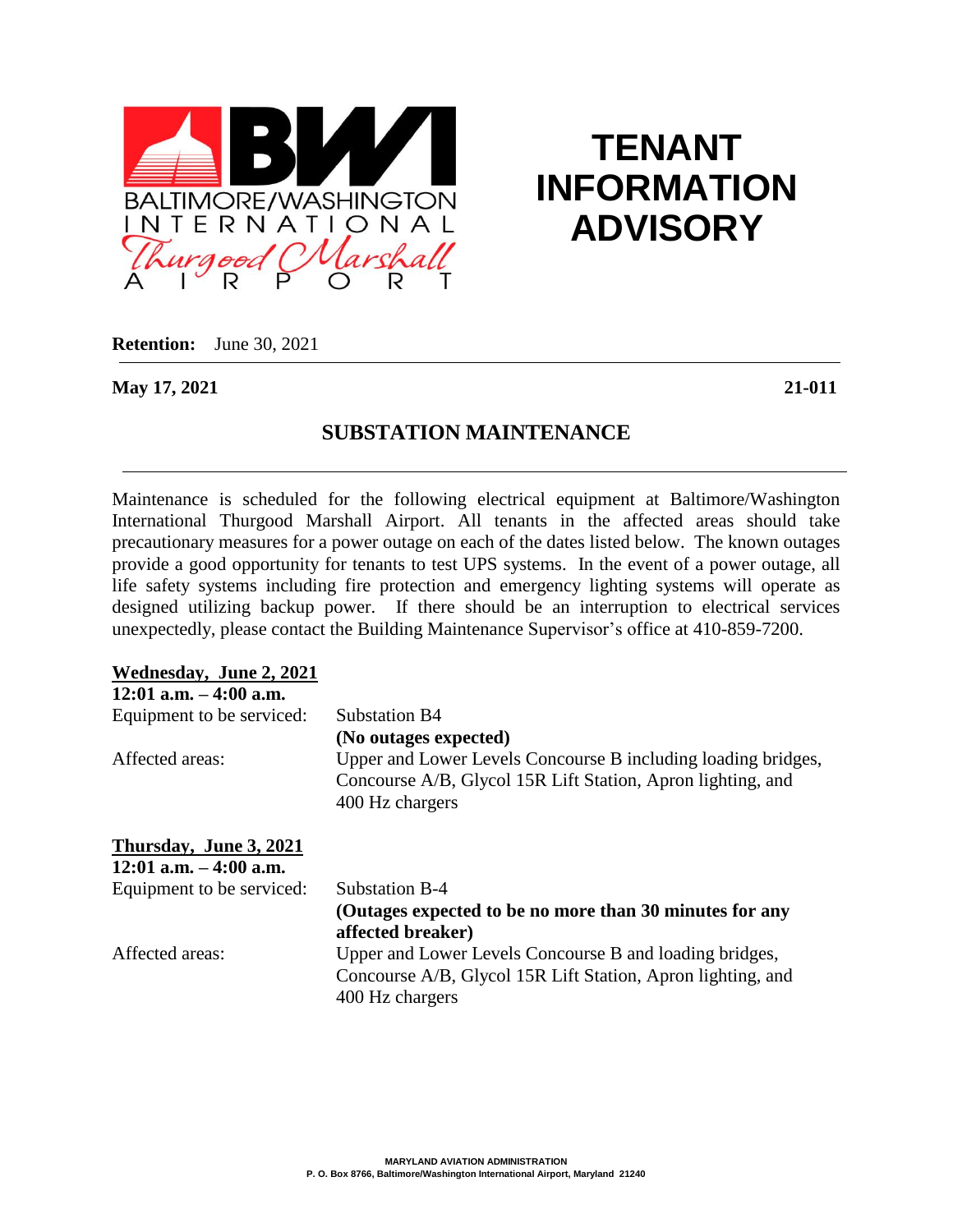BALTIMORE/WASHINGTON INTERNATIONAL Thurgood Marshall AIRPORT

# TENANT INFORMATION ADVISORY

**Retention:** June 30, 2021

**May 17, 2021** **21-011**

## SUBSTATION MAINTENANCE

Maintenance is scheduled for the following electrical equipment at Baltimore/Washington International Thurgood Marshall Airport. All tenants in the affected areas should take precautionary measures for a power outage on each of the dates listed below. The known outages provide a good opportunity for tenants to test UPS systems. In the event of a power outage, all life safety systems including fire protection and emergency lighting systems will operate as designed utilizing backup power. If there should be an interruption to electrical services unexpectedly, please contact the Building Maintenance Supervisor's office at 410-859-7200.

**Wednesday, June 2, 2021**
**12:01 a.m. – 4:00 a.m.**

Equipment to be serviced: Substation B4
**(No outages expected)**

Affected areas: Upper and Lower Levels Concourse B including loading bridges, Concourse A/B, Glycol 15R Lift Station, Apron lighting, and 400 Hz chargers

**Thursday, June 3, 2021**
**12:01 a.m. – 4:00 a.m.**

Equipment to be serviced: Substation B-4
**(Outages expected to be no more than 30 minutes for any affected breaker)**

Affected areas: Upper and Lower Levels Concourse B and loading bridges, Concourse A/B, Glycol 15R Lift Station, Apron lighting, and 400 Hz chargers

MARYLAND AVIATION ADMINISTRATION
P. O. Box 8766, Baltimore/Washington International Airport, Maryland 21240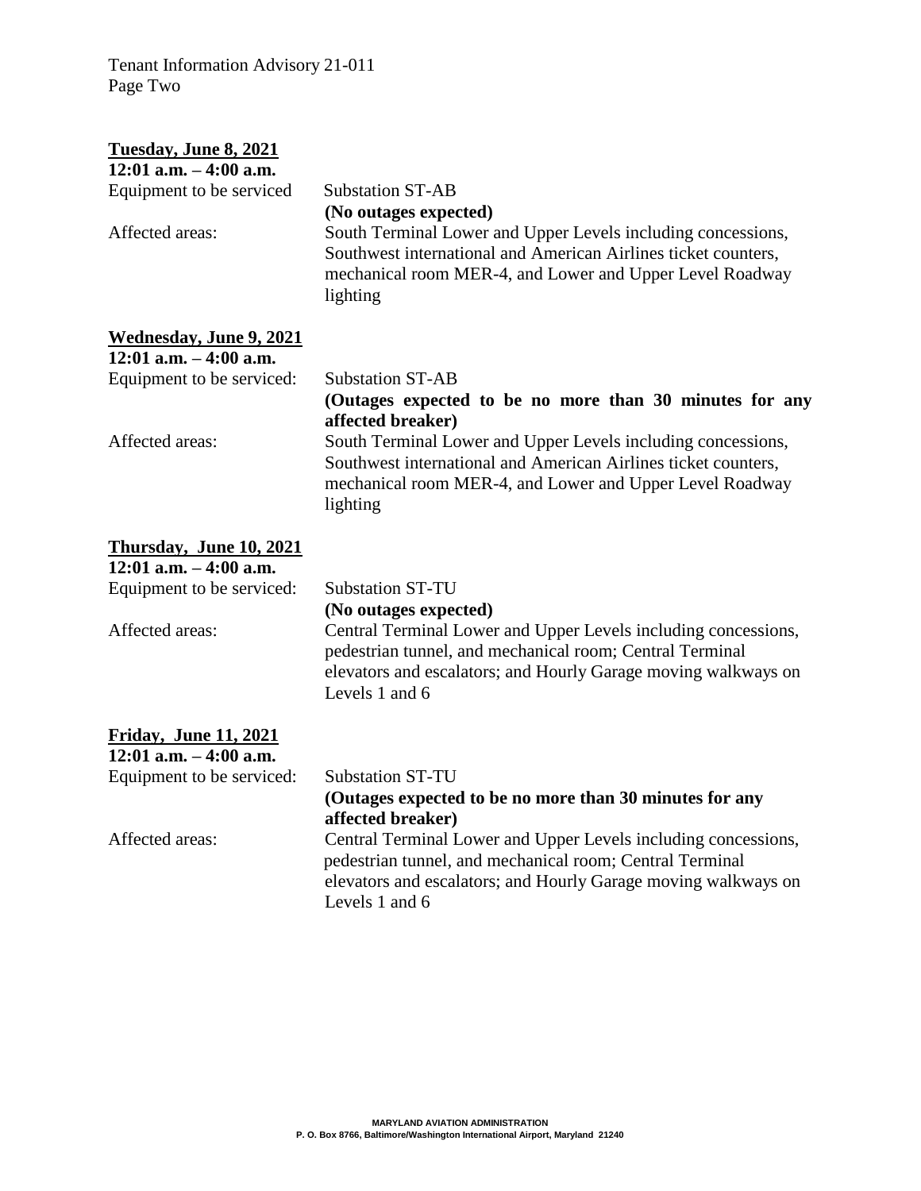**Tuesday, June 8, 2021**

**12:01 a.m. – 4:00 a.m.**

Equipment to be serviced: Substation ST-AB

**(No outages expected)**

Affected areas: South Terminal Lower and Upper Levels including concessions, Southwest international and American Airlines ticket counters, mechanical room MER-4, and Lower and Upper Level Roadway lighting

**Wednesday, June 9, 2021**

**12:01 a.m. – 4:00 a.m.**

Equipment to be serviced: Substation ST-AB

**(Outages expected to be no more than 30 minutes for any affected breaker)**

Affected areas: South Terminal Lower and Upper Levels including concessions, Southwest international and American Airlines ticket counters, mechanical room MER-4, and Lower and Upper Level Roadway lighting

**Thursday, June 10, 2021**

**12:01 a.m. – 4:00 a.m.**

Equipment to be serviced: Substation ST-TU

**(No outages expected)**

Affected areas: Central Terminal Lower and Upper Levels including concessions, pedestrian tunnel, and mechanical room; Central Terminal elevators and escalators; and Hourly Garage moving walkways on Levels 1 and 6

**Friday, June 11, 2021**

**12:01 a.m. – 4:00 a.m.**

Equipment to be serviced: Substation ST-TU

**(Outages expected to be no more than 30 minutes for any affected breaker)**

Affected areas: Central Terminal Lower and Upper Levels including concessions, pedestrian tunnel, and mechanical room; Central Terminal elevators and escalators; and Hourly Garage moving walkways on Levels 1 and 6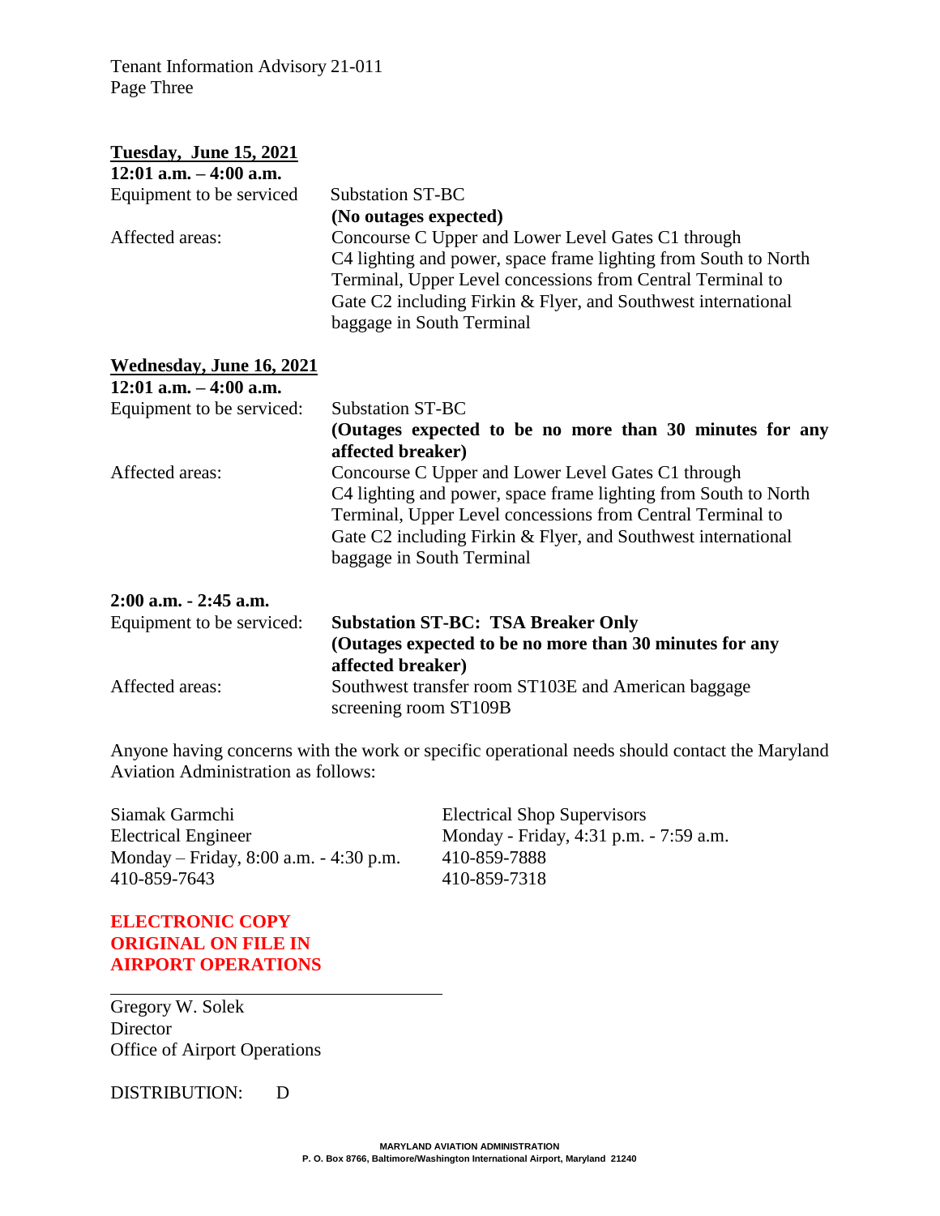**Tuesday, June 15, 2021**

**12:01 a.m. – 4:00 a.m.**

| | |
|---|---|
| Equipment to be serviced | Substation ST-BC **(No outages expected)** |
| Affected areas: | Concourse C Upper and Lower Level Gates C1 through C4 lighting and power, space frame lighting from South to North Terminal, Upper Level concessions from Central Terminal to Gate C2 including Firkin & Flyer, and Southwest international baggage in South Terminal |

**Wednesday, June 16, 2021**

**12:01 a.m. – 4:00 a.m.**

| | |
|---|---|
| Equipment to be serviced: | Substation ST-BC **(Outages expected to be no more than 30 minutes for any affected breaker)** |
| Affected areas: | Concourse C Upper and Lower Level Gates C1 through C4 lighting and power, space frame lighting from South to North Terminal, Upper Level concessions from Central Terminal to Gate C2 including Firkin & Flyer, and Southwest international baggage in South Terminal |

**2:00 a.m. - 2:45 a.m.**

| | |
|---|---|
| Equipment to be serviced: | **Substation ST-BC: TSA Breaker Only (Outages expected to be no more than 30 minutes for any affected breaker)** |
| Affected areas: | Southwest transfer room ST103E and American baggage screening room ST109B |

Anyone having concerns with the work or specific operational needs should contact the Maryland Aviation Administration as follows:

| | |
|---|---|
| Siamak Garmchi | Electrical Shop Supervisors |
| Electrical Engineer | Monday - Friday, 4:31 p.m. - 7:59 a.m. |
| Monday – Friday, 8:00 a.m. - 4:30 p.m. | 410-859-7888 |
| 410-859-7643 | 410-859-7318 |

**ELECTRONIC COPY**
**ORIGINAL ON FILE IN**
**AIRPORT OPERATIONS**

Gregory W. Solek
Director
Office of Airport Operations

DISTRIBUTION: D

MARYLAND AVIATION ADMINISTRATION
P. O. Box 8766, Baltimore/Washington International Airport, Maryland 21240